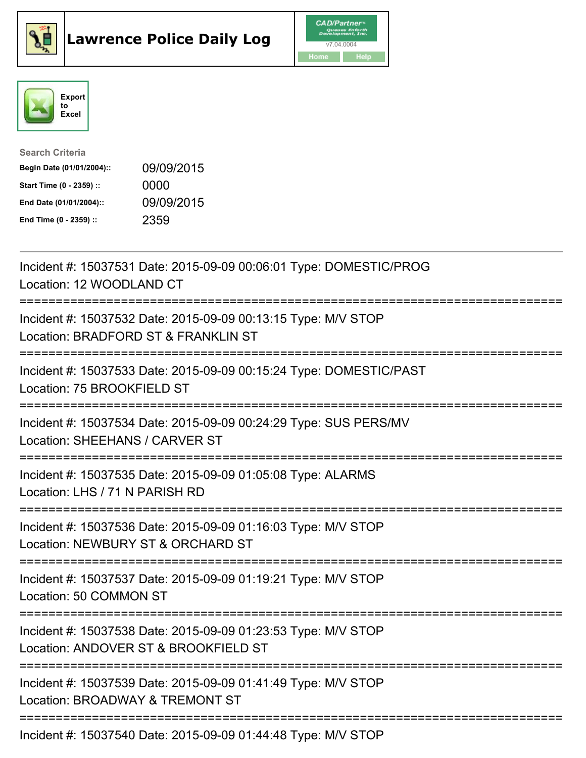# Lawrence Police Daily Log

CAD/Partner v7.04.0004

Home Help

Export to Excel

**Search Criteria**

| | |
|---|---|
| **Begin Date (01/01/2004)::** | 09/09/2015 |
| **Start Time (0 - 2359) ::** | 0000 |
| **End Date (01/01/2004)::** | 09/09/2015 |
| **End Time (0 - 2359) ::** | 2359 |

---

Incident #: 15037531 Date: 2015-09-09 00:06:01 Type: DOMESTIC/PROG
Location: 12 WOODLAND CT

===========================================================================

Incident #: 15037532 Date: 2015-09-09 00:13:15 Type: M/V STOP
Location: BRADFORD ST & FRANKLIN ST

===========================================================================

Incident #: 15037533 Date: 2015-09-09 00:15:24 Type: DOMESTIC/PAST
Location: 75 BROOKFIELD ST

===========================================================================

Incident #: 15037534 Date: 2015-09-09 00:24:29 Type: SUS PERS/MV
Location: SHEEHANS / CARVER ST

===========================================================================

Incident #: 15037535 Date: 2015-09-09 01:05:08 Type: ALARMS
Location: LHS / 71 N PARISH RD

===========================================================================

Incident #: 15037536 Date: 2015-09-09 01:16:03 Type: M/V STOP
Location: NEWBURY ST & ORCHARD ST

===========================================================================

Incident #: 15037537 Date: 2015-09-09 01:19:21 Type: M/V STOP
Location: 50 COMMON ST

===========================================================================

Incident #: 15037538 Date: 2015-09-09 01:23:53 Type: M/V STOP
Location: ANDOVER ST & BROOKFIELD ST

===========================================================================

Incident #: 15037539 Date: 2015-09-09 01:41:49 Type: M/V STOP
Location: BROADWAY & TREMONT ST

===========================================================================

Incident #: 15037540 Date: 2015-09-09 01:44:48 Type: M/V STOP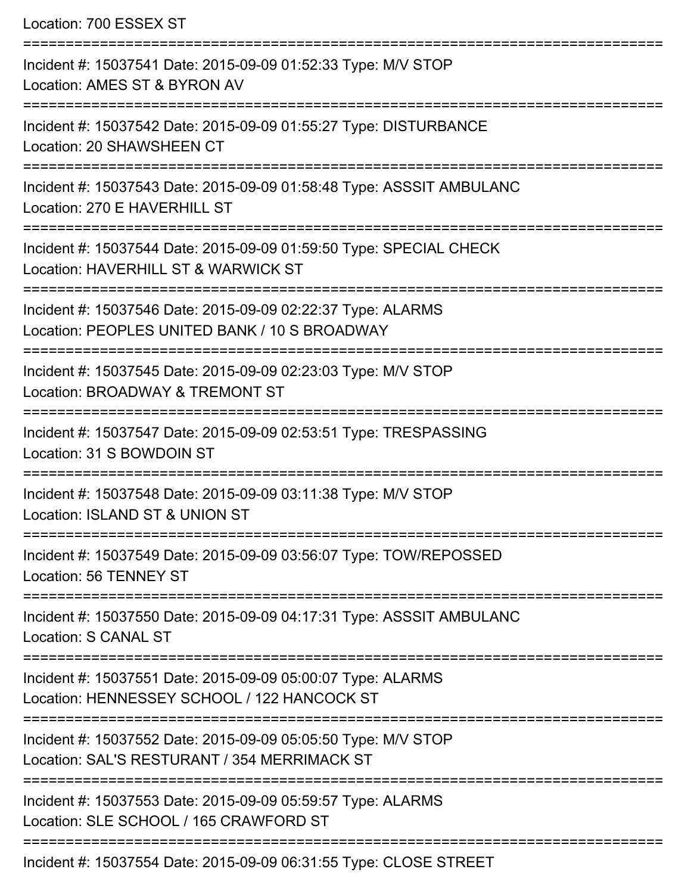Location: 700 ESSEX ST

===========================================================================

Incident #: 15037541 Date: 2015-09-09 01:52:33 Type: M/V STOP
Location: AMES ST & BYRON AV

===========================================================================

Incident #: 15037542 Date: 2015-09-09 01:55:27 Type: DISTURBANCE
Location: 20 SHAWSHEEN CT

===========================================================================

Incident #: 15037543 Date: 2015-09-09 01:58:48 Type: ASSSIT AMBULANC
Location: 270 E HAVERHILL ST

===========================================================================

Incident #: 15037544 Date: 2015-09-09 01:59:50 Type: SPECIAL CHECK
Location: HAVERHILL ST & WARWICK ST

===========================================================================

Incident #: 15037546 Date: 2015-09-09 02:22:37 Type: ALARMS
Location: PEOPLES UNITED BANK / 10 S BROADWAY

===========================================================================

Incident #: 15037545 Date: 2015-09-09 02:23:03 Type: M/V STOP
Location: BROADWAY & TREMONT ST

===========================================================================

Incident #: 15037547 Date: 2015-09-09 02:53:51 Type: TRESPASSING
Location: 31 S BOWDOIN ST

===========================================================================

Incident #: 15037548 Date: 2015-09-09 03:11:38 Type: M/V STOP
Location: ISLAND ST & UNION ST

===========================================================================

Incident #: 15037549 Date: 2015-09-09 03:56:07 Type: TOW/REPOSSED
Location: 56 TENNEY ST

===========================================================================

Incident #: 15037550 Date: 2015-09-09 04:17:31 Type: ASSSIT AMBULANC
Location: S CANAL ST

===========================================================================

Incident #: 15037551 Date: 2015-09-09 05:00:07 Type: ALARMS
Location: HENNESSEY SCHOOL / 122 HANCOCK ST

===========================================================================

Incident #: 15037552 Date: 2015-09-09 05:05:50 Type: M/V STOP
Location: SAL'S RESTURANT / 354 MERRIMACK ST

===========================================================================

Incident #: 15037553 Date: 2015-09-09 05:59:57 Type: ALARMS
Location: SLE SCHOOL / 165 CRAWFORD ST

===========================================================================

Incident #: 15037554 Date: 2015-09-09 06:31:55 Type: CLOSE STREET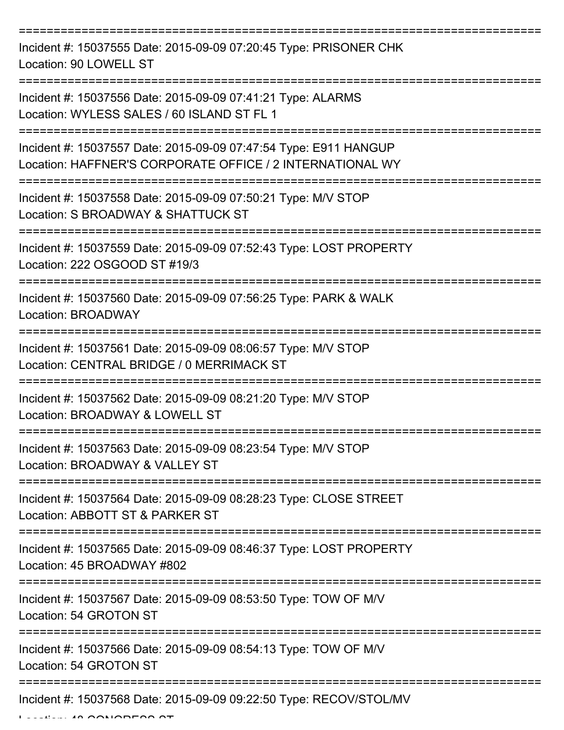Incident #: 15037555 Date: 2015-09-09 07:20:45 Type: PRISONER CHK
Location: 90 LOWELL ST

Incident #: 15037556 Date: 2015-09-09 07:41:21 Type: ALARMS
Location: WYLESS SALES / 60 ISLAND ST FL 1

Incident #: 15037557 Date: 2015-09-09 07:47:54 Type: E911 HANGUP
Location: HAFFNER'S CORPORATE OFFICE / 2 INTERNATIONAL WY

Incident #: 15037558 Date: 2015-09-09 07:50:21 Type: M/V STOP
Location: S BROADWAY & SHATTUCK ST

Incident #: 15037559 Date: 2015-09-09 07:52:43 Type: LOST PROPERTY
Location: 222 OSGOOD ST #19/3

Incident #: 15037560 Date: 2015-09-09 07:56:25 Type: PARK & WALK
Location: BROADWAY

Incident #: 15037561 Date: 2015-09-09 08:06:57 Type: M/V STOP
Location: CENTRAL BRIDGE / 0 MERRIMACK ST

Incident #: 15037562 Date: 2015-09-09 08:21:20 Type: M/V STOP
Location: BROADWAY & LOWELL ST

Incident #: 15037563 Date: 2015-09-09 08:23:54 Type: M/V STOP
Location: BROADWAY & VALLEY ST

Incident #: 15037564 Date: 2015-09-09 08:28:23 Type: CLOSE STREET
Location: ABBOTT ST & PARKER ST

Incident #: 15037565 Date: 2015-09-09 08:46:37 Type: LOST PROPERTY
Location: 45 BROADWAY #802

Incident #: 15037567 Date: 2015-09-09 08:53:50 Type: TOW OF M/V
Location: 54 GROTON ST

Incident #: 15037566 Date: 2015-09-09 08:54:13 Type: TOW OF M/V
Location: 54 GROTON ST

Incident #: 15037568 Date: 2015-09-09 09:22:50 Type: RECOV/STOL/MV
Location: 48 CONGRESS ST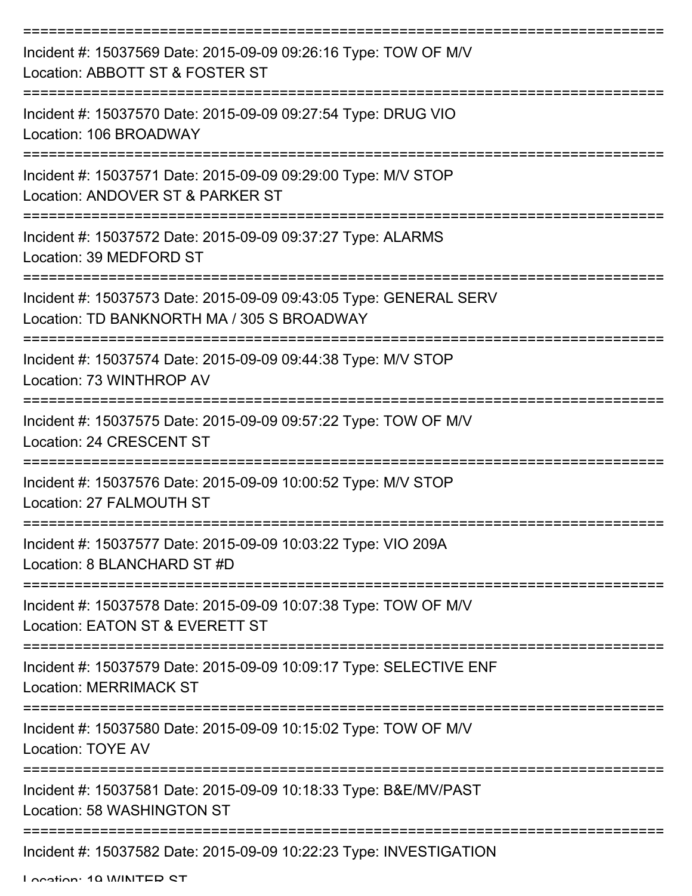---

Incident #: 15037569 Date: 2015-09-09 09:26:16 Type: TOW OF M/V
Location: ABBOTT ST & FOSTER ST

---

Incident #: 15037570 Date: 2015-09-09 09:27:54 Type: DRUG VIO
Location: 106 BROADWAY

---

Incident #: 15037571 Date: 2015-09-09 09:29:00 Type: M/V STOP
Location: ANDOVER ST & PARKER ST

---

Incident #: 15037572 Date: 2015-09-09 09:37:27 Type: ALARMS
Location: 39 MEDFORD ST

---

Incident #: 15037573 Date: 2015-09-09 09:43:05 Type: GENERAL SERV
Location: TD BANKNORTH MA / 305 S BROADWAY

---

Incident #: 15037574 Date: 2015-09-09 09:44:38 Type: M/V STOP
Location: 73 WINTHROP AV

---

Incident #: 15037575 Date: 2015-09-09 09:57:22 Type: TOW OF M/V
Location: 24 CRESCENT ST

---

Incident #: 15037576 Date: 2015-09-09 10:00:52 Type: M/V STOP
Location: 27 FALMOUTH ST

---

Incident #: 15037577 Date: 2015-09-09 10:03:22 Type: VIO 209A
Location: 8 BLANCHARD ST #D

---

Incident #: 15037578 Date: 2015-09-09 10:07:38 Type: TOW OF M/V
Location: EATON ST & EVERETT ST

---

Incident #: 15037579 Date: 2015-09-09 10:09:17 Type: SELECTIVE ENF
Location: MERRIMACK ST

---

Incident #: 15037580 Date: 2015-09-09 10:15:02 Type: TOW OF M/V
Location: TOYE AV

---

Incident #: 15037581 Date: 2015-09-09 10:18:33 Type: B&E/MV/PAST
Location: 58 WASHINGTON ST

---

Incident #: 15037582 Date: 2015-09-09 10:22:23 Type: INVESTIGATION
Location: 19 WINTER ST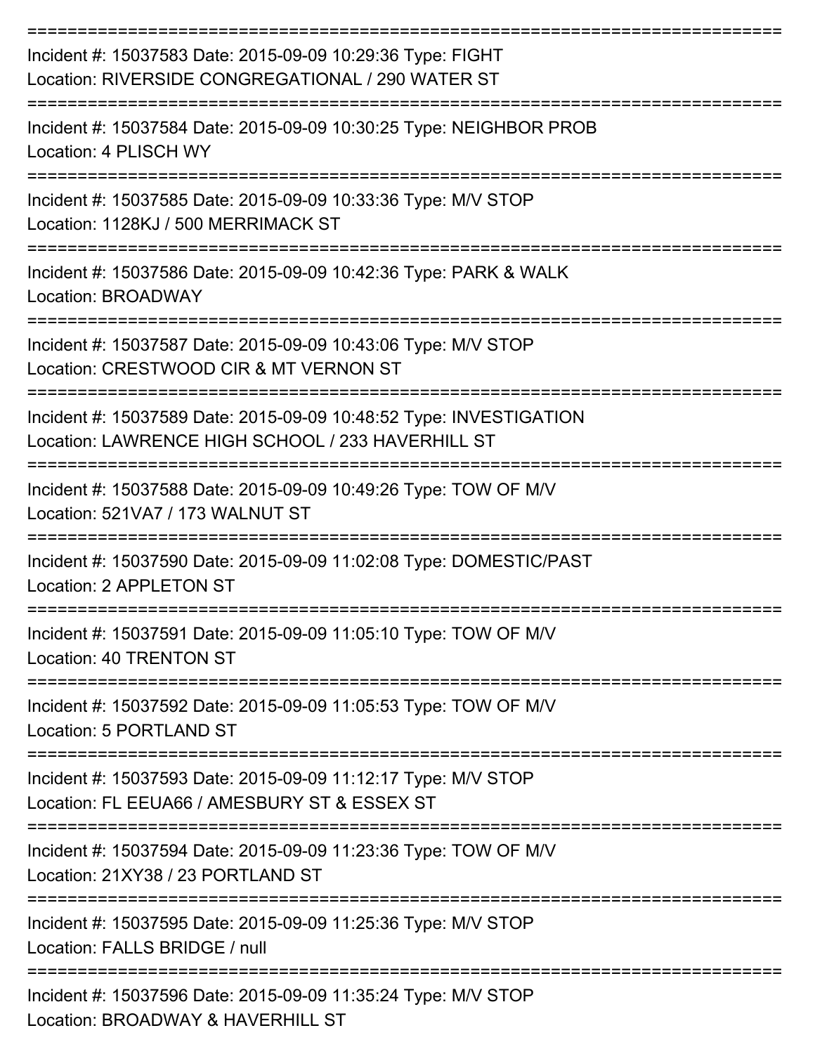===========================================================================

Incident #: 15037583 Date: 2015-09-09 10:29:36 Type: FIGHT
Location: RIVERSIDE CONGREGATIONAL / 290 WATER ST

===========================================================================

Incident #: 15037584 Date: 2015-09-09 10:30:25 Type: NEIGHBOR PROB
Location: 4 PLISCH WY

===========================================================================

Incident #: 15037585 Date: 2015-09-09 10:33:36 Type: M/V STOP
Location: 1128KJ / 500 MERRIMACK ST

===========================================================================

Incident #: 15037586 Date: 2015-09-09 10:42:36 Type: PARK & WALK
Location: BROADWAY

===========================================================================

Incident #: 15037587 Date: 2015-09-09 10:43:06 Type: M/V STOP
Location: CRESTWOOD CIR & MT VERNON ST

===========================================================================

Incident #: 15037589 Date: 2015-09-09 10:48:52 Type: INVESTIGATION
Location: LAWRENCE HIGH SCHOOL / 233 HAVERHILL ST

===========================================================================

Incident #: 15037588 Date: 2015-09-09 10:49:26 Type: TOW OF M/V
Location: 521VA7 / 173 WALNUT ST

===========================================================================

Incident #: 15037590 Date: 2015-09-09 11:02:08 Type: DOMESTIC/PAST
Location: 2 APPLETON ST

===========================================================================

Incident #: 15037591 Date: 2015-09-09 11:05:10 Type: TOW OF M/V
Location: 40 TRENTON ST

===========================================================================

Incident #: 15037592 Date: 2015-09-09 11:05:53 Type: TOW OF M/V
Location: 5 PORTLAND ST

===========================================================================

Incident #: 15037593 Date: 2015-09-09 11:12:17 Type: M/V STOP
Location: FL EEUA66 / AMESBURY ST & ESSEX ST

===========================================================================

Incident #: 15037594 Date: 2015-09-09 11:23:36 Type: TOW OF M/V
Location: 21XY38 / 23 PORTLAND ST

===========================================================================

Incident #: 15037595 Date: 2015-09-09 11:25:36 Type: M/V STOP
Location: FALLS BRIDGE / null

===========================================================================

Incident #: 15037596 Date: 2015-09-09 11:35:24 Type: M/V STOP
Location: BROADWAY & HAVERHILL ST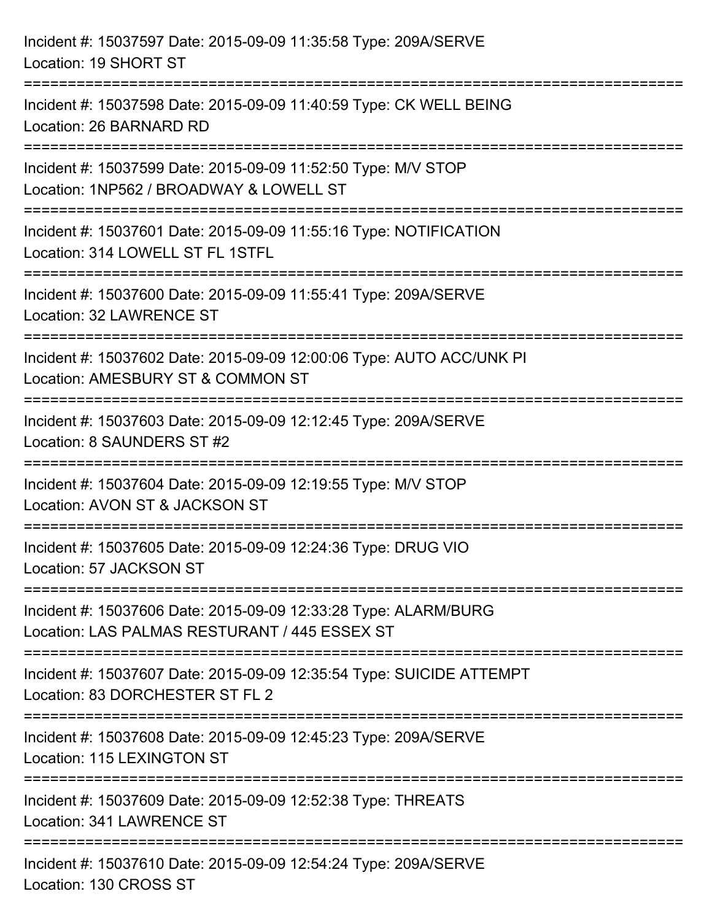Incident #: 15037597 Date: 2015-09-09 11:35:58 Type: 209A/SERVE
Location: 19 SHORT ST

===========================================================================

Incident #: 15037598 Date: 2015-09-09 11:40:59 Type: CK WELL BEING
Location: 26 BARNARD RD

===========================================================================

Incident #: 15037599 Date: 2015-09-09 11:52:50 Type: M/V STOP
Location: 1NP562 / BROADWAY & LOWELL ST

===========================================================================

Incident #: 15037601 Date: 2015-09-09 11:55:16 Type: NOTIFICATION
Location: 314 LOWELL ST FL 1STFL

===========================================================================

Incident #: 15037600 Date: 2015-09-09 11:55:41 Type: 209A/SERVE
Location: 32 LAWRENCE ST

===========================================================================

Incident #: 15037602 Date: 2015-09-09 12:00:06 Type: AUTO ACC/UNK PI
Location: AMESBURY ST & COMMON ST

===========================================================================

Incident #: 15037603 Date: 2015-09-09 12:12:45 Type: 209A/SERVE
Location: 8 SAUNDERS ST #2

===========================================================================

Incident #: 15037604 Date: 2015-09-09 12:19:55 Type: M/V STOP
Location: AVON ST & JACKSON ST

===========================================================================

Incident #: 15037605 Date: 2015-09-09 12:24:36 Type: DRUG VIO
Location: 57 JACKSON ST

===========================================================================

Incident #: 15037606 Date: 2015-09-09 12:33:28 Type: ALARM/BURG
Location: LAS PALMAS RESTURANT / 445 ESSEX ST

===========================================================================

Incident #: 15037607 Date: 2015-09-09 12:35:54 Type: SUICIDE ATTEMPT
Location: 83 DORCHESTER ST FL 2

===========================================================================

Incident #: 15037608 Date: 2015-09-09 12:45:23 Type: 209A/SERVE
Location: 115 LEXINGTON ST

===========================================================================

Incident #: 15037609 Date: 2015-09-09 12:52:38 Type: THREATS
Location: 341 LAWRENCE ST

===========================================================================

Incident #: 15037610 Date: 2015-09-09 12:54:24 Type: 209A/SERVE
Location: 130 CROSS ST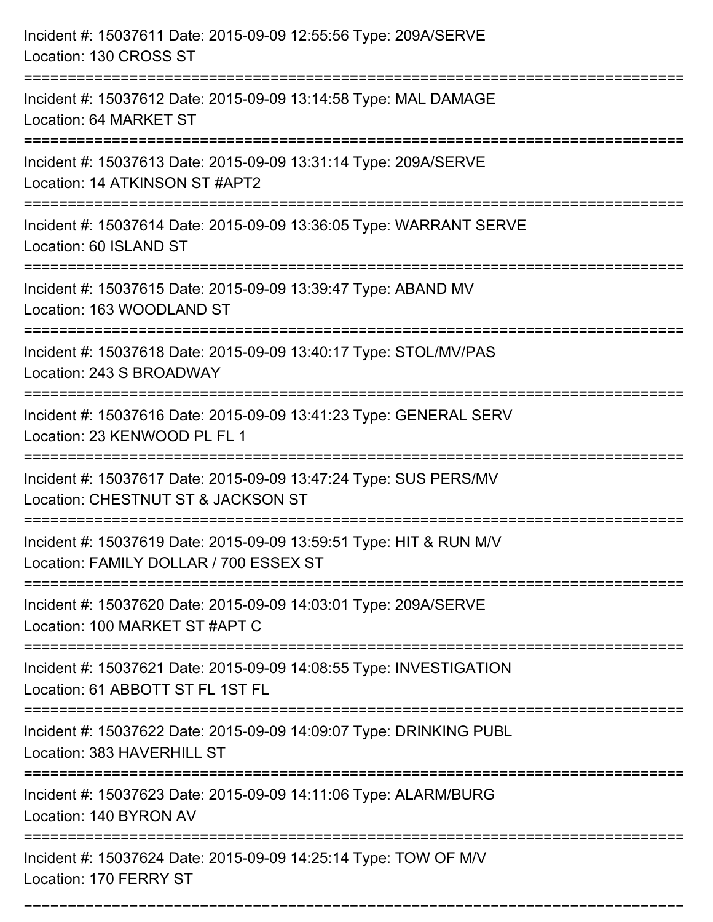Incident #: 15037611 Date: 2015-09-09 12:55:56 Type: 209A/SERVE
Location: 130 CROSS ST

===========================================================================

Incident #: 15037612 Date: 2015-09-09 13:14:58 Type: MAL DAMAGE
Location: 64 MARKET ST

===========================================================================

Incident #: 15037613 Date: 2015-09-09 13:31:14 Type: 209A/SERVE
Location: 14 ATKINSON ST #APT2

===========================================================================

Incident #: 15037614 Date: 2015-09-09 13:36:05 Type: WARRANT SERVE
Location: 60 ISLAND ST

===========================================================================

Incident #: 15037615 Date: 2015-09-09 13:39:47 Type: ABAND MV
Location: 163 WOODLAND ST

===========================================================================

Incident #: 15037618 Date: 2015-09-09 13:40:17 Type: STOL/MV/PAS
Location: 243 S BROADWAY

===========================================================================

Incident #: 15037616 Date: 2015-09-09 13:41:23 Type: GENERAL SERV
Location: 23 KENWOOD PL FL 1

===========================================================================

Incident #: 15037617 Date: 2015-09-09 13:47:24 Type: SUS PERS/MV
Location: CHESTNUT ST & JACKSON ST

===========================================================================

Incident #: 15037619 Date: 2015-09-09 13:59:51 Type: HIT & RUN M/V
Location: FAMILY DOLLAR / 700 ESSEX ST

===========================================================================

Incident #: 15037620 Date: 2015-09-09 14:03:01 Type: 209A/SERVE
Location: 100 MARKET ST #APT C

===========================================================================

Incident #: 15037621 Date: 2015-09-09 14:08:55 Type: INVESTIGATION
Location: 61 ABBOTT ST FL 1ST FL

===========================================================================

Incident #: 15037622 Date: 2015-09-09 14:09:07 Type: DRINKING PUBL
Location: 383 HAVERHILL ST

===========================================================================

Incident #: 15037623 Date: 2015-09-09 14:11:06 Type: ALARM/BURG
Location: 140 BYRON AV

===========================================================================

Incident #: 15037624 Date: 2015-09-09 14:25:14 Type: TOW OF M/V
Location: 170 FERRY ST

===========================================================================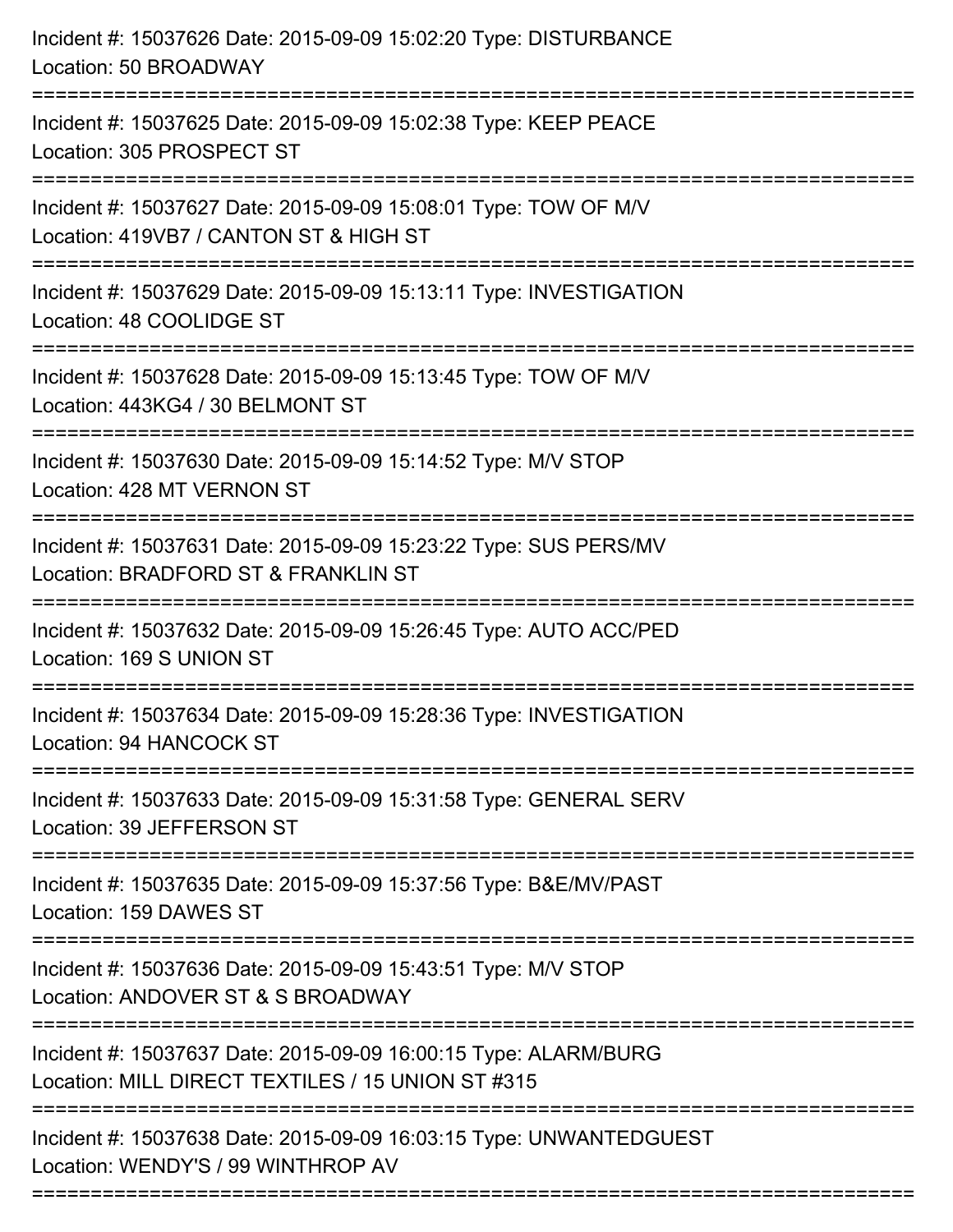Incident #: 15037626 Date: 2015-09-09 15:02:20 Type: DISTURBANCE
Location: 50 BROADWAY

===========================================================================

Incident #: 15037625 Date: 2015-09-09 15:02:38 Type: KEEP PEACE
Location: 305 PROSPECT ST

===========================================================================

Incident #: 15037627 Date: 2015-09-09 15:08:01 Type: TOW OF M/V
Location: 419VB7 / CANTON ST & HIGH ST

===========================================================================

Incident #: 15037629 Date: 2015-09-09 15:13:11 Type: INVESTIGATION
Location: 48 COOLIDGE ST

===========================================================================

Incident #: 15037628 Date: 2015-09-09 15:13:45 Type: TOW OF M/V
Location: 443KG4 / 30 BELMONT ST

===========================================================================

Incident #: 15037630 Date: 2015-09-09 15:14:52 Type: M/V STOP
Location: 428 MT VERNON ST

===========================================================================

Incident #: 15037631 Date: 2015-09-09 15:23:22 Type: SUS PERS/MV
Location: BRADFORD ST & FRANKLIN ST

===========================================================================

Incident #: 15037632 Date: 2015-09-09 15:26:45 Type: AUTO ACC/PED
Location: 169 S UNION ST

===========================================================================

Incident #: 15037634 Date: 2015-09-09 15:28:36 Type: INVESTIGATION
Location: 94 HANCOCK ST

===========================================================================

Incident #: 15037633 Date: 2015-09-09 15:31:58 Type: GENERAL SERV
Location: 39 JEFFERSON ST

===========================================================================

Incident #: 15037635 Date: 2015-09-09 15:37:56 Type: B&E/MV/PAST
Location: 159 DAWES ST

===========================================================================

Incident #: 15037636 Date: 2015-09-09 15:43:51 Type: M/V STOP
Location: ANDOVER ST & S BROADWAY

===========================================================================

Incident #: 15037637 Date: 2015-09-09 16:00:15 Type: ALARM/BURG
Location: MILL DIRECT TEXTILES / 15 UNION ST #315

===========================================================================

Incident #: 15037638 Date: 2015-09-09 16:03:15 Type: UNWANTEDGUEST
Location: WENDY'S / 99 WINTHROP AV

===========================================================================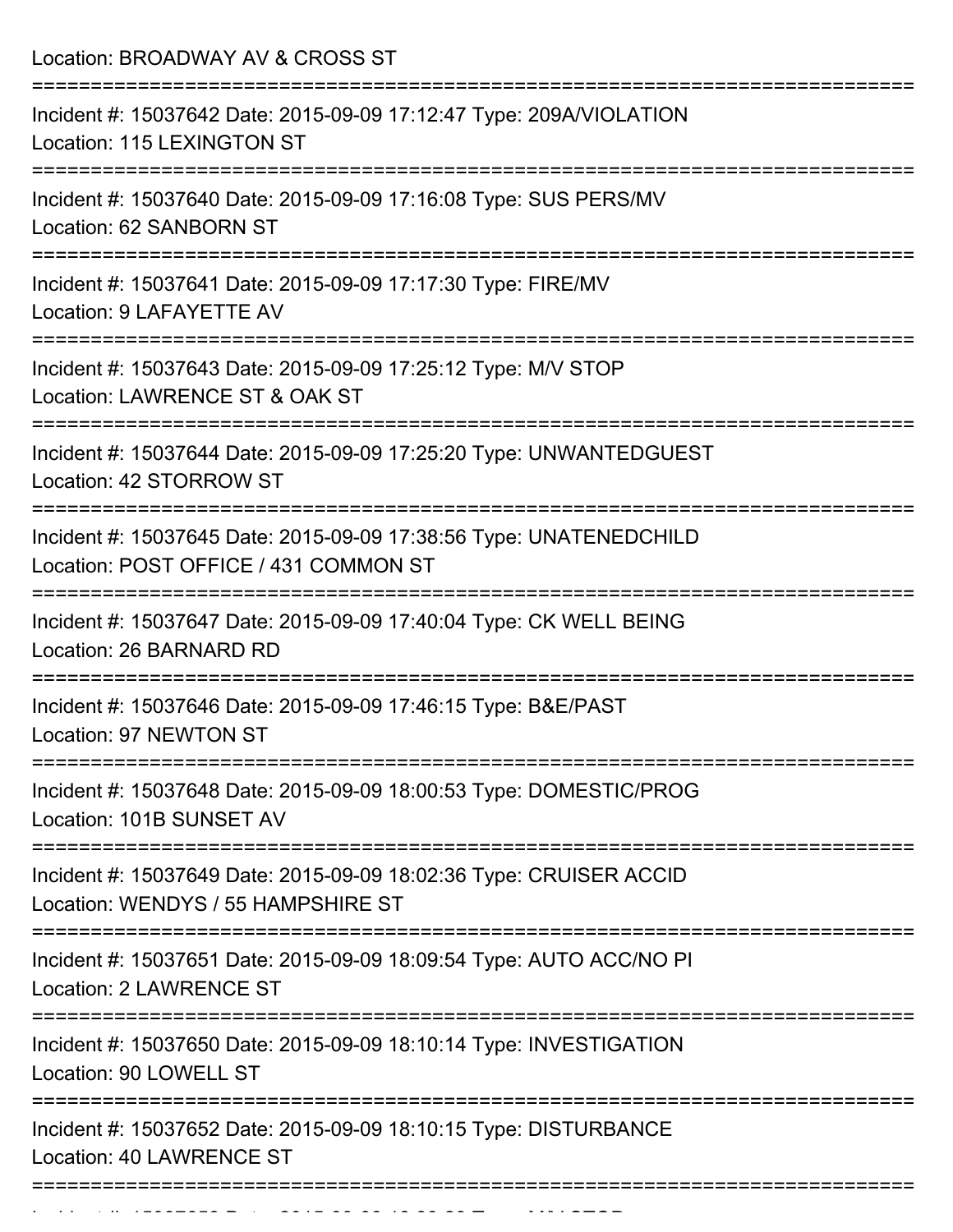Location: BROADWAY AV & CROSS ST

===========================================================================

Incident #: 15037642 Date: 2015-09-09 17:12:47 Type: 209A/VIOLATION
Location: 115 LEXINGTON ST

===========================================================================

Incident #: 15037640 Date: 2015-09-09 17:16:08 Type: SUS PERS/MV
Location: 62 SANBORN ST

===========================================================================

Incident #: 15037641 Date: 2015-09-09 17:17:30 Type: FIRE/MV
Location: 9 LAFAYETTE AV

===========================================================================

Incident #: 15037643 Date: 2015-09-09 17:25:12 Type: M/V STOP
Location: LAWRENCE ST & OAK ST

===========================================================================

Incident #: 15037644 Date: 2015-09-09 17:25:20 Type: UNWANTEDGUEST
Location: 42 STORROW ST

===========================================================================

Incident #: 15037645 Date: 2015-09-09 17:38:56 Type: UNATENEDCHILD
Location: POST OFFICE / 431 COMMON ST

===========================================================================

Incident #: 15037647 Date: 2015-09-09 17:40:04 Type: CK WELL BEING
Location: 26 BARNARD RD

===========================================================================

Incident #: 15037646 Date: 2015-09-09 17:46:15 Type: B&E/PAST
Location: 97 NEWTON ST

===========================================================================

Incident #: 15037648 Date: 2015-09-09 18:00:53 Type: DOMESTIC/PROG
Location: 101B SUNSET AV

===========================================================================

Incident #: 15037649 Date: 2015-09-09 18:02:36 Type: CRUISER ACCID
Location: WENDYS / 55 HAMPSHIRE ST

===========================================================================

Incident #: 15037651 Date: 2015-09-09 18:09:54 Type: AUTO ACC/NO PI
Location: 2 LAWRENCE ST

===========================================================================

Incident #: 15037650 Date: 2015-09-09 18:10:14 Type: INVESTIGATION
Location: 90 LOWELL ST

===========================================================================

Incident #: 15037652 Date: 2015-09-09 18:10:15 Type: DISTURBANCE
Location: 40 LAWRENCE ST

===========================================================================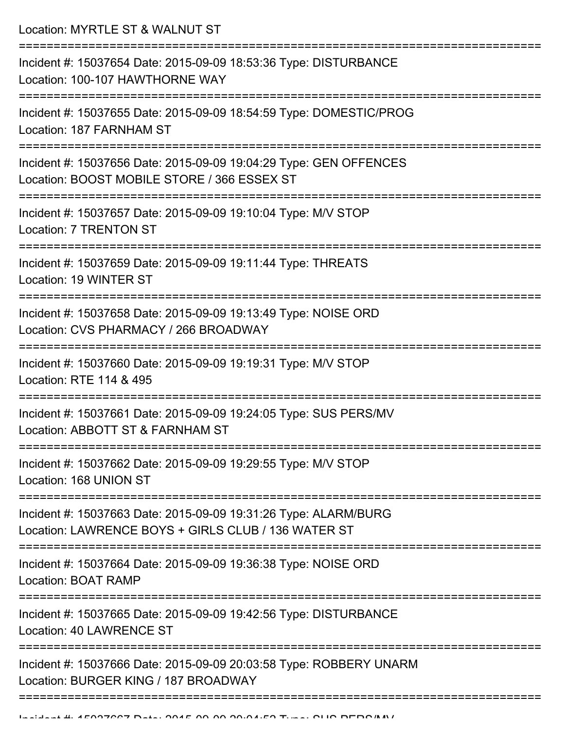Location: MYRTLE ST & WALNUT ST

===========================================================================

Incident #: 15037654 Date: 2015-09-09 18:53:36 Type: DISTURBANCE
Location: 100-107 HAWTHORNE WAY

===========================================================================

Incident #: 15037655 Date: 2015-09-09 18:54:59 Type: DOMESTIC/PROG
Location: 187 FARNHAM ST

===========================================================================

Incident #: 15037656 Date: 2015-09-09 19:04:29 Type: GEN OFFENCES
Location: BOOST MOBILE STORE / 366 ESSEX ST

===========================================================================

Incident #: 15037657 Date: 2015-09-09 19:10:04 Type: M/V STOP
Location: 7 TRENTON ST

===========================================================================

Incident #: 15037659 Date: 2015-09-09 19:11:44 Type: THREATS
Location: 19 WINTER ST

===========================================================================

Incident #: 15037658 Date: 2015-09-09 19:13:49 Type: NOISE ORD
Location: CVS PHARMACY / 266 BROADWAY

===========================================================================

Incident #: 15037660 Date: 2015-09-09 19:19:31 Type: M/V STOP
Location: RTE 114 & 495

===========================================================================

Incident #: 15037661 Date: 2015-09-09 19:24:05 Type: SUS PERS/MV
Location: ABBOTT ST & FARNHAM ST

===========================================================================

Incident #: 15037662 Date: 2015-09-09 19:29:55 Type: M/V STOP
Location: 168 UNION ST

===========================================================================

Incident #: 15037663 Date: 2015-09-09 19:31:26 Type: ALARM/BURG
Location: LAWRENCE BOYS + GIRLS CLUB / 136 WATER ST

===========================================================================

Incident #: 15037664 Date: 2015-09-09 19:36:38 Type: NOISE ORD
Location: BOAT RAMP

===========================================================================

Incident #: 15037665 Date: 2015-09-09 19:42:56 Type: DISTURBANCE
Location: 40 LAWRENCE ST

===========================================================================

Incident #: 15037666 Date: 2015-09-09 20:03:58 Type: ROBBERY UNARM
Location: BURGER KING / 187 BROADWAY

===========================================================================

Incident #: 15037667 Date: 2015-09-09 20:04:53 Type: SUS PERS/MV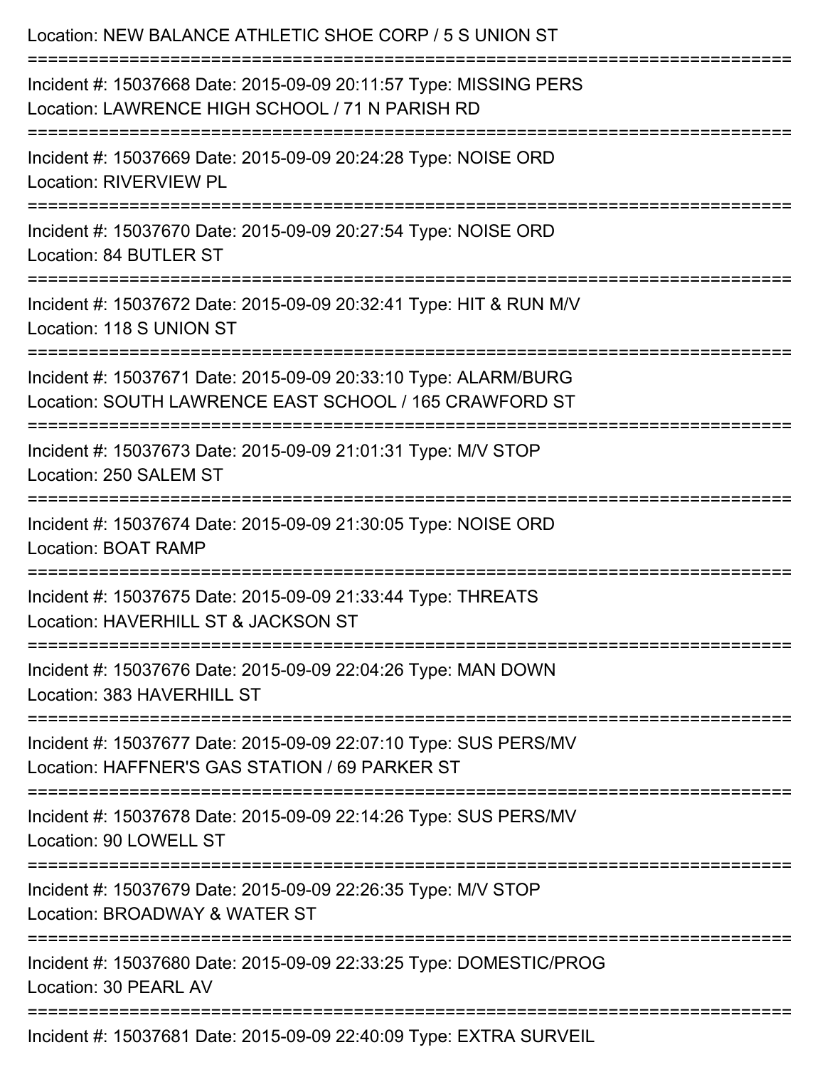Location: NEW BALANCE ATHLETIC SHOE CORP / 5 S UNION ST

===========================================================================

Incident #: 15037668 Date: 2015-09-09 20:11:57 Type: MISSING PERS
Location: LAWRENCE HIGH SCHOOL / 71 N PARISH RD

===========================================================================

Incident #: 15037669 Date: 2015-09-09 20:24:28 Type: NOISE ORD
Location: RIVERVIEW PL

===========================================================================

Incident #: 15037670 Date: 2015-09-09 20:27:54 Type: NOISE ORD
Location: 84 BUTLER ST

===========================================================================

Incident #: 15037672 Date: 2015-09-09 20:32:41 Type: HIT & RUN M/V
Location: 118 S UNION ST

===========================================================================

Incident #: 15037671 Date: 2015-09-09 20:33:10 Type: ALARM/BURG
Location: SOUTH LAWRENCE EAST SCHOOL / 165 CRAWFORD ST

===========================================================================

Incident #: 15037673 Date: 2015-09-09 21:01:31 Type: M/V STOP
Location: 250 SALEM ST

===========================================================================

Incident #: 15037674 Date: 2015-09-09 21:30:05 Type: NOISE ORD
Location: BOAT RAMP

===========================================================================

Incident #: 15037675 Date: 2015-09-09 21:33:44 Type: THREATS
Location: HAVERHILL ST & JACKSON ST

===========================================================================

Incident #: 15037676 Date: 2015-09-09 22:04:26 Type: MAN DOWN
Location: 383 HAVERHILL ST

===========================================================================

Incident #: 15037677 Date: 2015-09-09 22:07:10 Type: SUS PERS/MV
Location: HAFFNER'S GAS STATION / 69 PARKER ST

===========================================================================

Incident #: 15037678 Date: 2015-09-09 22:14:26 Type: SUS PERS/MV
Location: 90 LOWELL ST

===========================================================================

Incident #: 15037679 Date: 2015-09-09 22:26:35 Type: M/V STOP
Location: BROADWAY & WATER ST

===========================================================================

Incident #: 15037680 Date: 2015-09-09 22:33:25 Type: DOMESTIC/PROG
Location: 30 PEARL AV

===========================================================================

Incident #: 15037681 Date: 2015-09-09 22:40:09 Type: EXTRA SURVEIL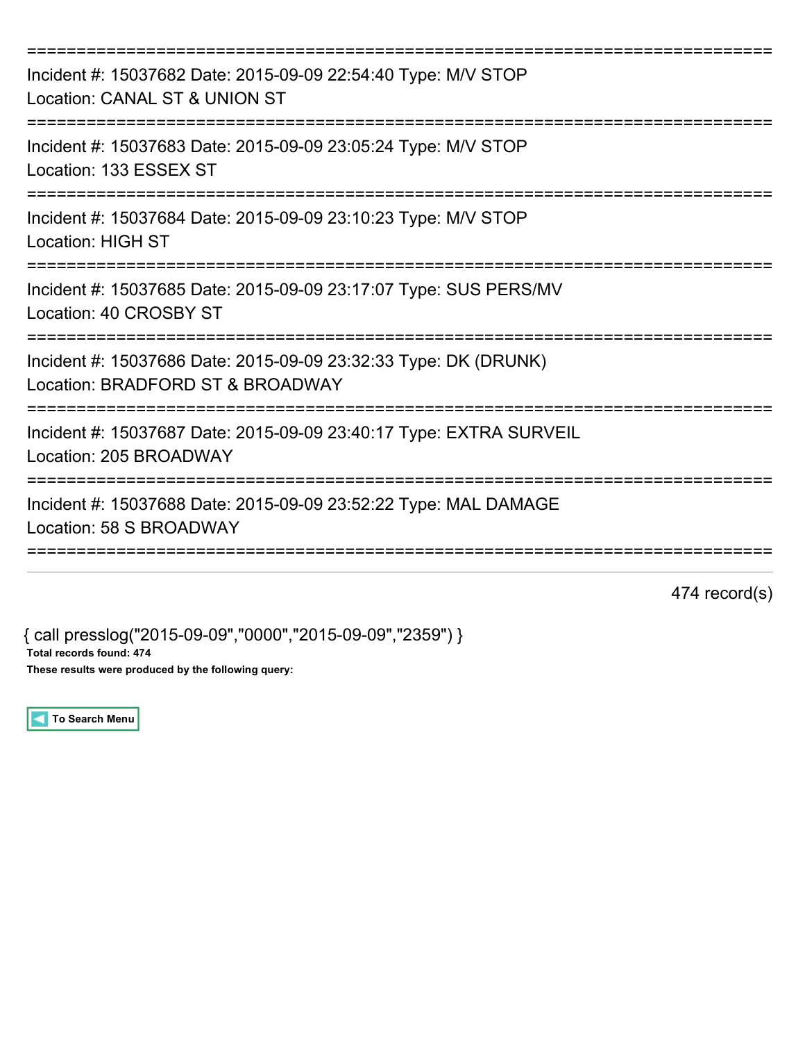===========================================================================

Incident #: 15037682 Date: 2015-09-09 22:54:40 Type: M/V STOP

Location: CANAL ST & UNION ST

===========================================================================

Incident #: 15037683 Date: 2015-09-09 23:05:24 Type: M/V STOP

Location: 133 ESSEX ST

===========================================================================

Incident #: 15037684 Date: 2015-09-09 23:10:23 Type: M/V STOP

Location: HIGH ST

===========================================================================

Incident #: 15037685 Date: 2015-09-09 23:17:07 Type: SUS PERS/MV

Location: 40 CROSBY ST

===========================================================================

Incident #: 15037686 Date: 2015-09-09 23:32:33 Type: DK (DRUNK)

Location: BRADFORD ST & BROADWAY

===========================================================================

Incident #: 15037687 Date: 2015-09-09 23:40:17 Type: EXTRA SURVEIL

Location: 205 BROADWAY

===========================================================================

Incident #: 15037688 Date: 2015-09-09 23:52:22 Type: MAL DAMAGE

Location: 58 S BROADWAY

===========================================================================

474 record(s)

{ call presslog("2015-09-09","0000","2015-09-09","2359") }

**Total records found: 474**

**These results were produced by the following query:**

To Search Menu